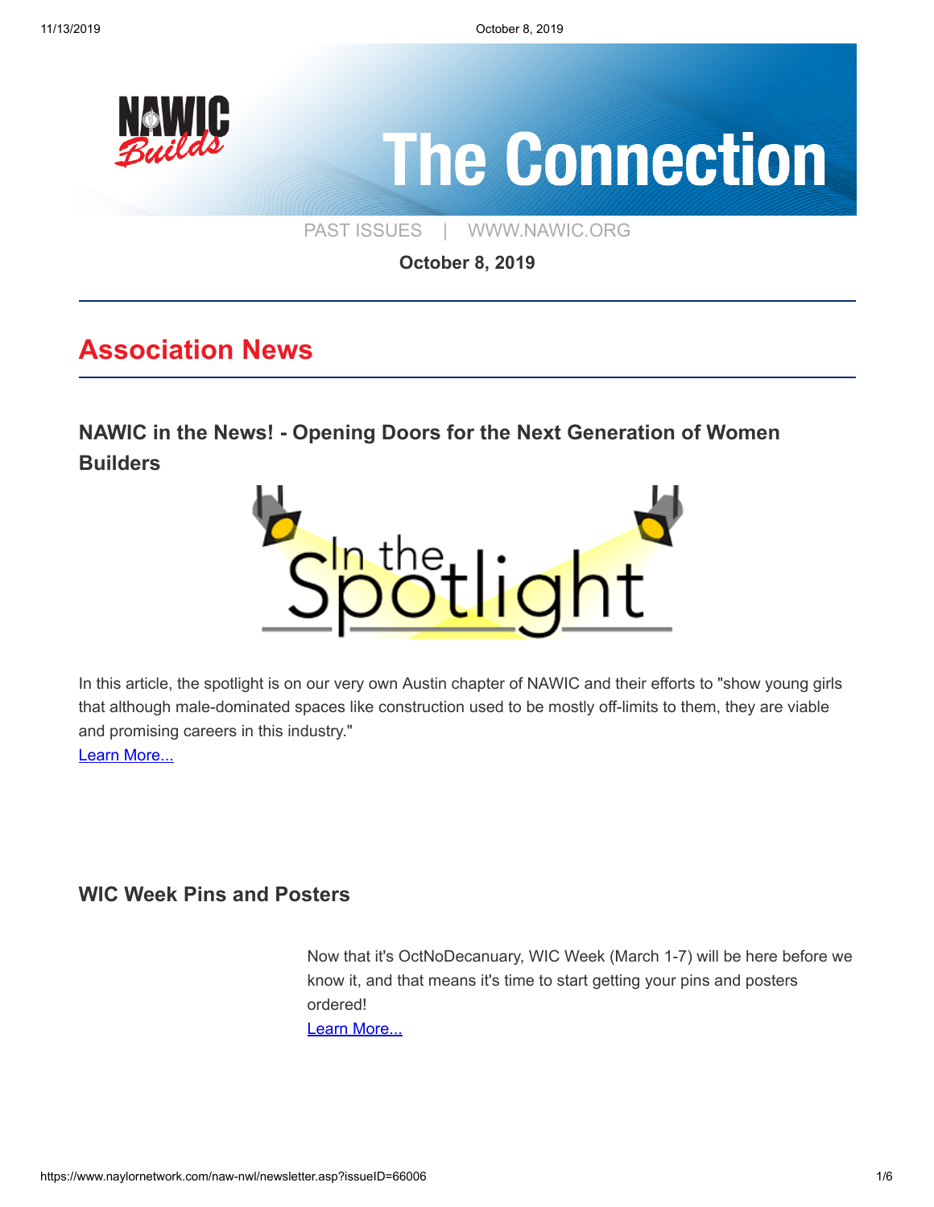# The Connection

PAST ISSUES | WWW.NAWIC.ORG

**October 8, 2019**

## Association News

### NAWIC in the News! - Opening Doors for the Next Generation of Women Builders

In this article, the spotlight is on our very own Austin chapter of NAWIC and their efforts to "show young girls that although male-dominated spaces like construction used to be mostly off-limits to them, they are viable and promising careers in this industry."

Learn More...

### WIC Week Pins and Posters

Now that it's OctNoDecanuary, WIC Week (March 1-7) will be here before we know it, and that means it's time to start getting your pins and posters ordered!

Learn More...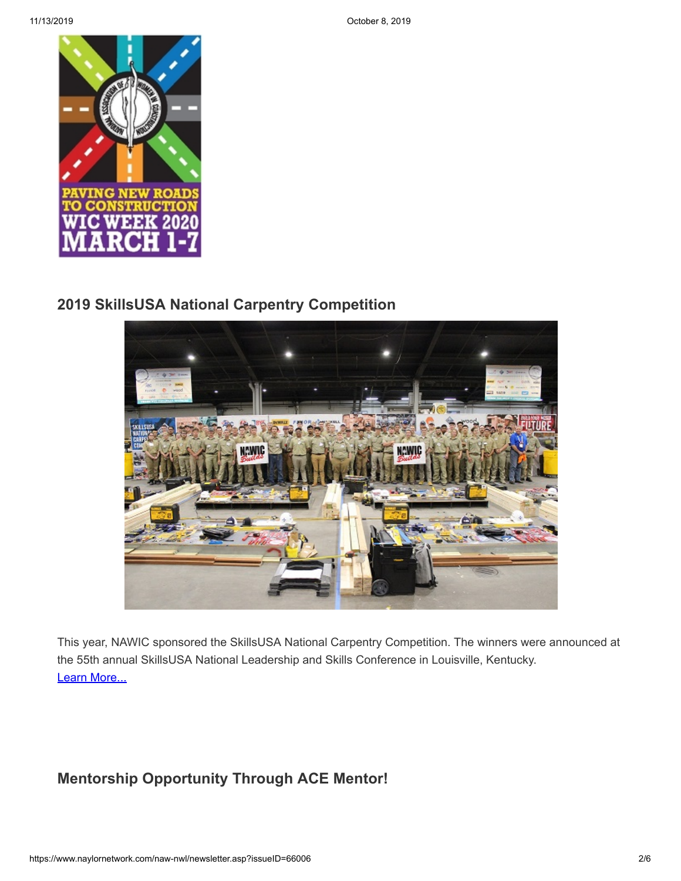## 2019 SkillsUSA National Carpentry Competition

This year, NAWIC sponsored the SkillsUSA National Carpentry Competition. The winners were announced at the 55th annual SkillsUSA National Leadership and Skills Conference in Louisville, Kentucky.
Learn More...

## Mentorship Opportunity Through ACE Mentor!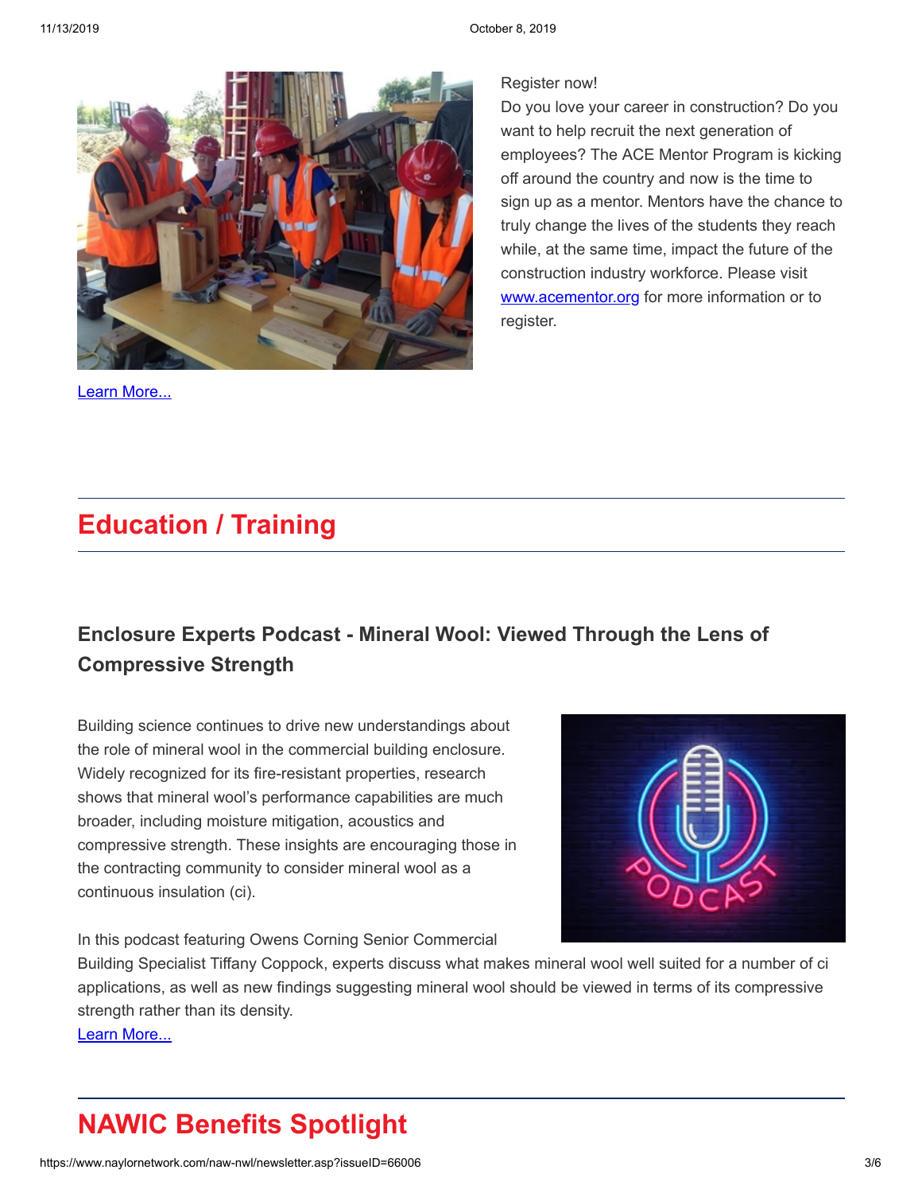Register now!
Do you love your career in construction? Do you want to help recruit the next generation of employees? The ACE Mentor Program is kicking off around the country and now is the time to sign up as a mentor. Mentors have the chance to truly change the lives of the students they reach while, at the same time, impact the future of the construction industry workforce. Please visit [www.acementor.org](http://www.acementor.org) for more information or to register.

Learn More...

## Education / Training

### Enclosure Experts Podcast - Mineral Wool: Viewed Through the Lens of Compressive Strength

Building science continues to drive new understandings about the role of mineral wool in the commercial building enclosure. Widely recognized for its fire-resistant properties, research shows that mineral wool's performance capabilities are much broader, including moisture mitigation, acoustics and compressive strength. These insights are encouraging those in the contracting community to consider mineral wool as a continuous insulation (ci).

In this podcast featuring Owens Corning Senior Commercial Building Specialist Tiffany Coppock, experts discuss what makes mineral wool well suited for a number of ci applications, as well as new findings suggesting mineral wool should be viewed in terms of its compressive strength rather than its density.

Learn More...

## NAWIC Benefits Spotlight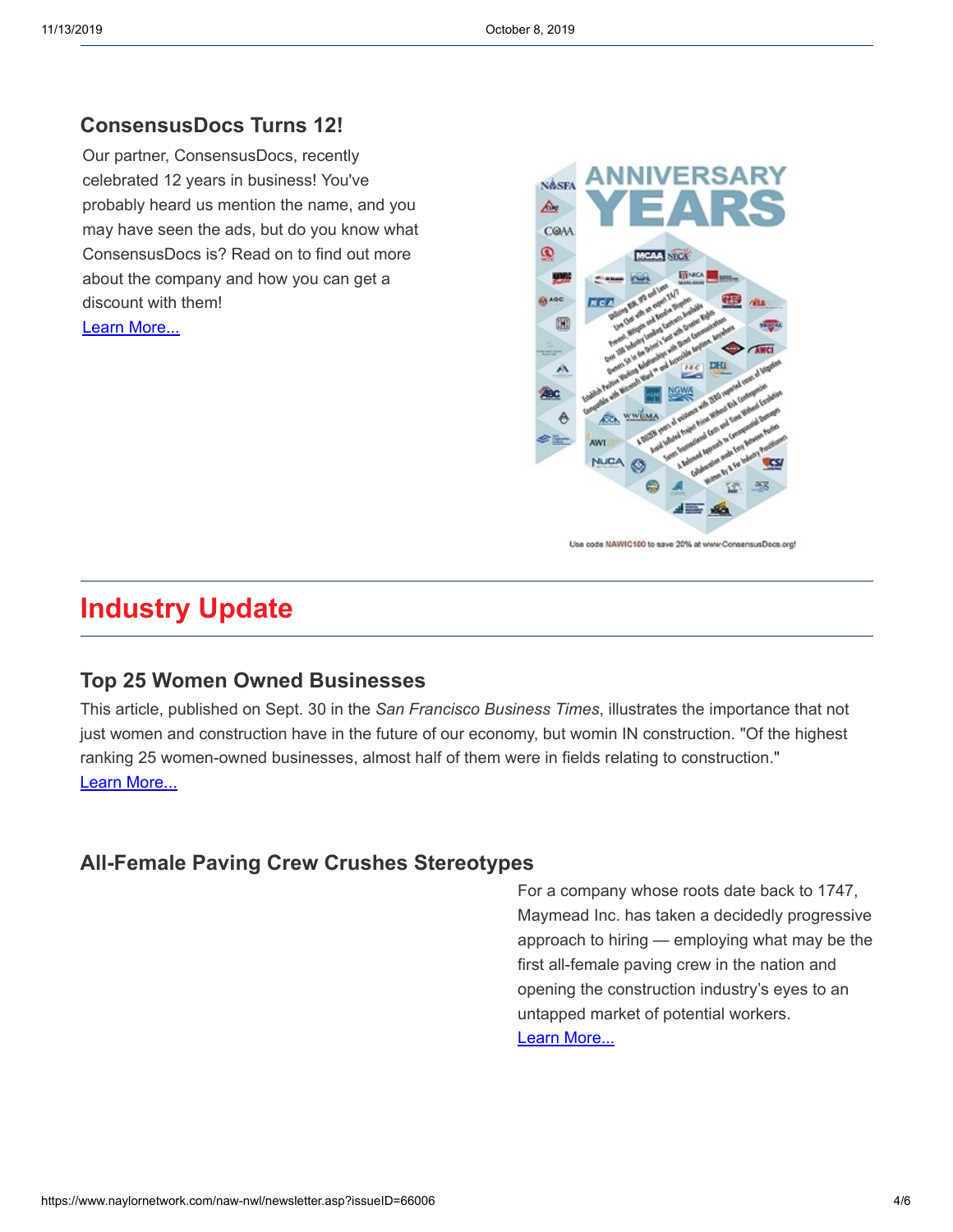## ConsensusDocs Turns 12!

Our partner, ConsensusDocs, recently celebrated 12 years in business! You've probably heard us mention the name, and you may have seen the ads, but do you know what ConsensusDocs is? Read on to find out more about the company and how you can get a discount with them!

Learn More...

# Industry Update

## Top 25 Women Owned Businesses

This article, published on Sept. 30 in the *San Francisco Business Times*, illustrates the importance that not just women and construction have in the future of our economy, but womin IN construction. "Of the highest ranking 25 women-owned businesses, almost half of them were in fields relating to construction."

Learn More...

## All-Female Paving Crew Crushes Stereotypes

For a company whose roots date back to 1747, Maymead Inc. has taken a decidedly progressive approach to hiring — employing what may be the first all-female paving crew in the nation and opening the construction industry's eyes to an untapped market of potential workers.

Learn More...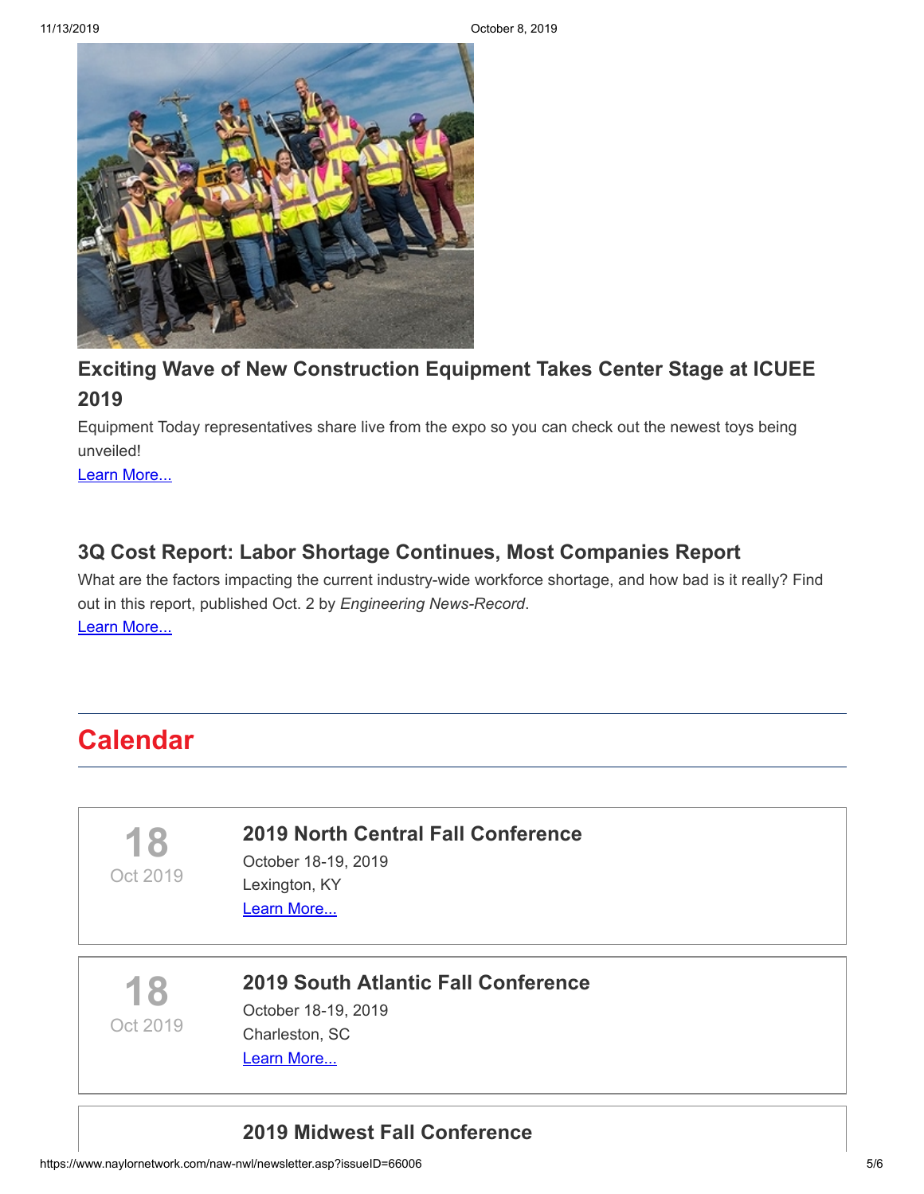### Exciting Wave of New Construction Equipment Takes Center Stage at ICUEE 2019

Equipment Today representatives share live from the expo so you can check out the newest toys being unveiled!

Learn More...

### 3Q Cost Report: Labor Shortage Continues, Most Companies Report

What are the factors impacting the current industry-wide workforce shortage, and how bad is it really? Find out in this report, published Oct. 2 by *Engineering News-Record*.

Learn More...

## Calendar

**18**
Oct 2019

### 2019 North Central Fall Conference

October 18-19, 2019
Lexington, KY
Learn More...

**18**
Oct 2019

### 2019 South Atlantic Fall Conference

October 18-19, 2019
Charleston, SC
Learn More...

### 2019 Midwest Fall Conference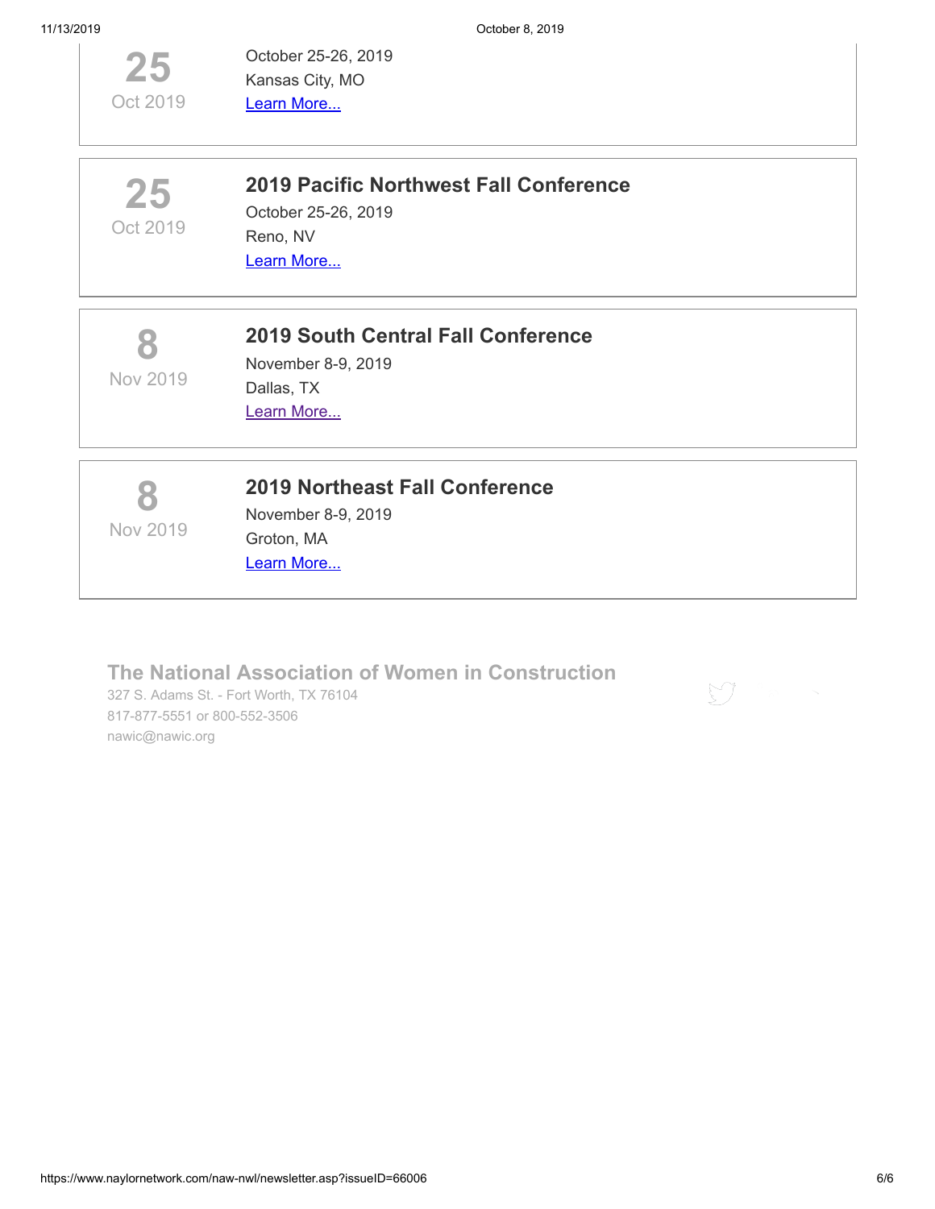25
Oct 2019

October 25-26, 2019
Kansas City, MO
Learn More...

25
Oct 2019

### 2019 Pacific Northwest Fall Conference

October 25-26, 2019
Reno, NV
Learn More...

8
Nov 2019

### 2019 South Central Fall Conference

November 8-9, 2019
Dallas, TX
Learn More...

8
Nov 2019

### 2019 Northeast Fall Conference

November 8-9, 2019
Groton, MA
Learn More...

## The National Association of Women in Construction

327 S. Adams St. - Fort Worth, TX 76104
817-877-5551 or 800-552-3506
nawic@nawic.org